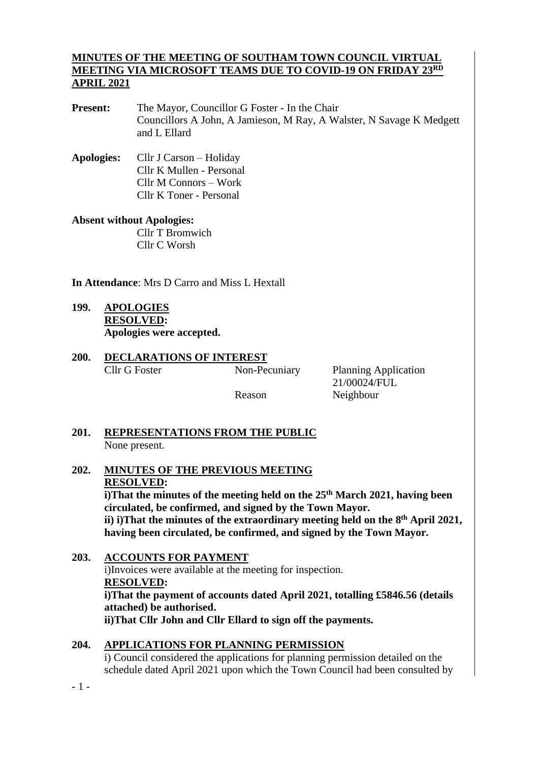# MINUTES OF THE MEETING OF SOUTHAM TOWN COUNCIL VIRTUAL MEETING VIA MICROSOFT TEAMS DUE TO COVID-19 ON FRIDAY 23RD APRIL 2021

**Present:** The Mayor, Councillor G Foster - In the Chair
Councillors A John, A Jamieson, M Ray, A Walster, N Savage K Medgett and L Ellard

**Apologies:** Cllr J Carson – Holiday
Cllr K Mullen - Personal
Cllr M Connors – Work
Cllr K Toner - Personal

**Absent without Apologies:**
Cllr T Bromwich
Cllr C Worsh

**In Attendance**: Mrs D Carro and Miss L Hextall

## 199. APOLOGIES

**RESOLVED:**
**Apologies were accepted.**

## 200. DECLARATIONS OF INTEREST

| | | |
|---|---|---|
| Cllr G Foster | Non-Pecuniary | Planning Application 21/00024/FUL |
| | Reason | Neighbour |

## 201. REPRESENTATIONS FROM THE PUBLIC

None present.

## 202. MINUTES OF THE PREVIOUS MEETING

**RESOLVED:**
**i)That the minutes of the meeting held on the 25th March 2021, having been circulated, be confirmed, and signed by the Town Mayor.**
**ii) i)That the minutes of the extraordinary meeting held on the 8th April 2021, having been circulated, be confirmed, and signed by the Town Mayor.**

## 203. ACCOUNTS FOR PAYMENT

i)Invoices were available at the meeting for inspection.
**RESOLVED:**
**i)That the payment of accounts dated April 2021, totalling £5846.56 (details attached) be authorised.**
**ii)That Cllr John and Cllr Ellard to sign off the payments.**

## 204. APPLICATIONS FOR PLANNING PERMISSION

i) Council considered the applications for planning permission detailed on the schedule dated April 2021 upon which the Town Council had been consulted by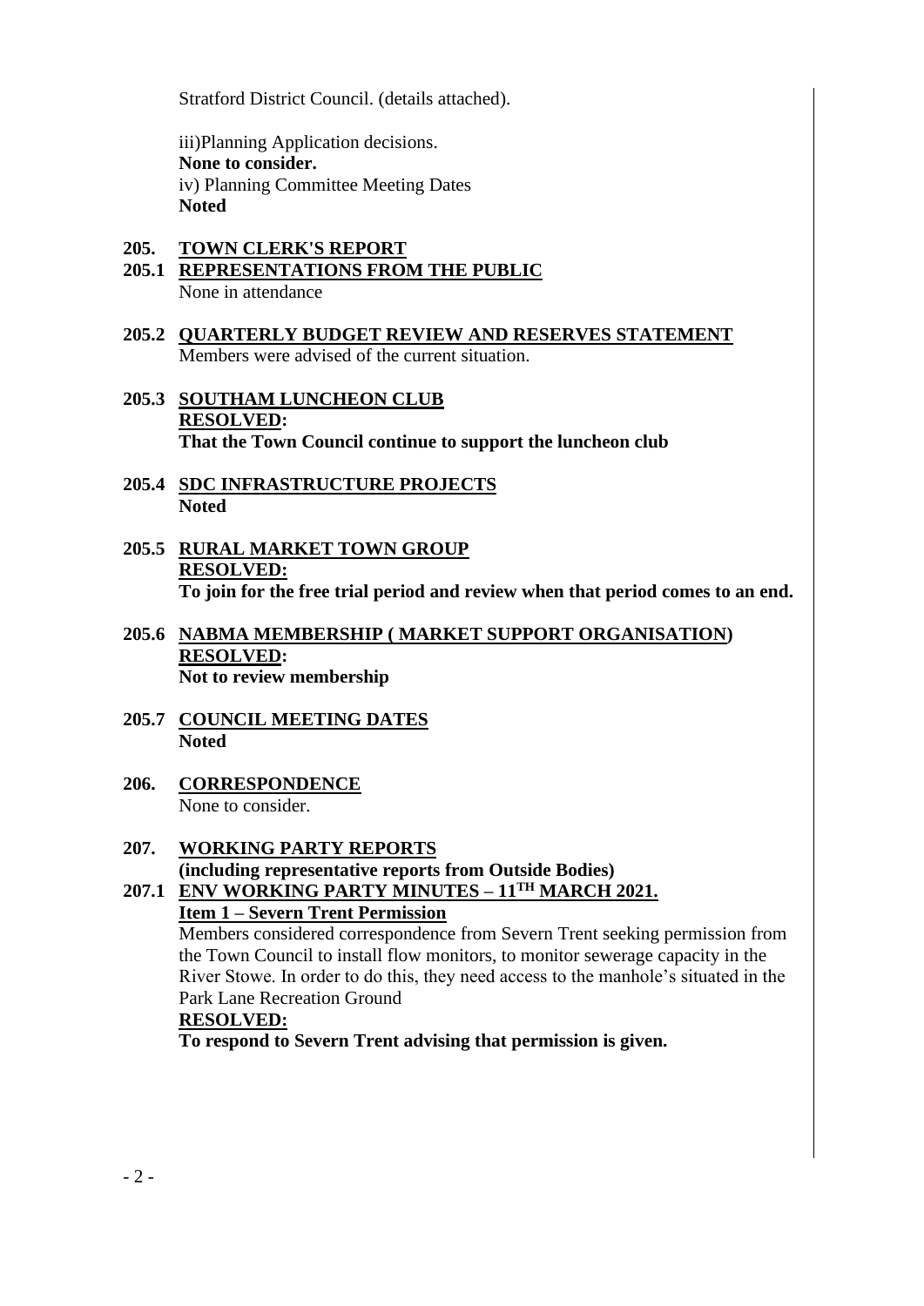Stratford District Council. (details attached).

iii)Planning Application decisions.
**None to consider.**
iv) Planning Committee Meeting Dates
**Noted**

**205. TOWN CLERK'S REPORT**

**205.1 REPRESENTATIONS FROM THE PUBLIC**
None in attendance

**205.2 QUARTERLY BUDGET REVIEW AND RESERVES STATEMENT**
Members were advised of the current situation.

**205.3 SOUTHAM LUNCHEON CLUB**
**RESOLVED:**
**That the Town Council continue to support the luncheon club**

**205.4 SDC INFRASTRUCTURE PROJECTS**
**Noted**

**205.5 RURAL MARKET TOWN GROUP**
**RESOLVED:**
**To join for the free trial period and review when that period comes to an end.**

**205.6 NABMA MEMBERSHIP ( MARKET SUPPORT ORGANISATION)**
**RESOLVED:**
**Not to review membership**

**205.7 COUNCIL MEETING DATES**
**Noted**

**206. CORRESPONDENCE**
None to consider.

**207. WORKING PARTY REPORTS**
**(including representative reports from Outside Bodies)**

**207.1 ENV WORKING PARTY MINUTES – 11TH MARCH 2021.**
**Item 1 – Severn Trent Permission**
Members considered correspondence from Severn Trent seeking permission from the Town Council to install flow monitors, to monitor sewerage capacity in the River Stowe. In order to do this, they need access to the manhole's situated in the Park Lane Recreation Ground
**RESOLVED:**
**To respond to Severn Trent advising that permission is given.**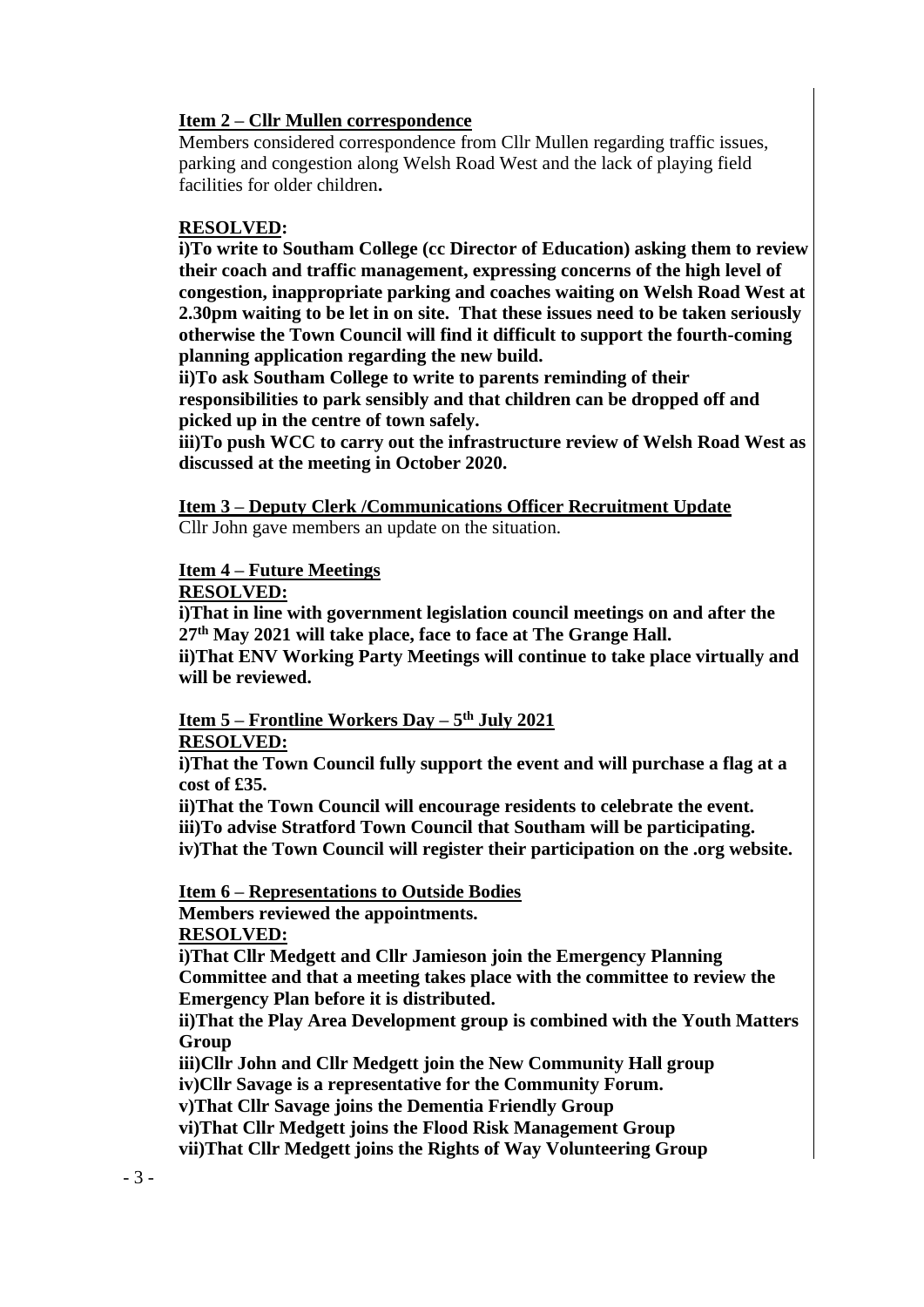**Item 2 – Cllr Mullen correspondence**

Members considered correspondence from Cllr Mullen regarding traffic issues, parking and congestion along Welsh Road West and the lack of playing field facilities for older children**.**

**RESOLVED:**

**i)To write to Southam College (cc Director of Education) asking them to review their coach and traffic management, expressing concerns of the high level of congestion, inappropriate parking and coaches waiting on Welsh Road West at 2.30pm waiting to be let in on site. That these issues need to be taken seriously otherwise the Town Council will find it difficult to support the fourth-coming planning application regarding the new build.**

**ii)To ask Southam College to write to parents reminding of their responsibilities to park sensibly and that children can be dropped off and picked up in the centre of town safely.**

**iii)To push WCC to carry out the infrastructure review of Welsh Road West as discussed at the meeting in October 2020.**

**Item 3 – Deputy Clerk /Communications Officer Recruitment Update**

Cllr John gave members an update on the situation.

**Item 4 – Future Meetings**

**RESOLVED:**

**i)That in line with government legislation council meetings on and after the 27th May 2021 will take place, face to face at The Grange Hall.**

**ii)That ENV Working Party Meetings will continue to take place virtually and will be reviewed.**

**Item 5 – Frontline Workers Day – 5th July 2021**

**RESOLVED:**

**i)That the Town Council fully support the event and will purchase a flag at a cost of £35.**

**ii)That the Town Council will encourage residents to celebrate the event.**

**iii)To advise Stratford Town Council that Southam will be participating.**

**iv)That the Town Council will register their participation on the .org website.**

**Item 6 – Representations to Outside Bodies**

**Members reviewed the appointments.**

**RESOLVED:**

**i)That Cllr Medgett and Cllr Jamieson join the Emergency Planning Committee and that a meeting takes place with the committee to review the Emergency Plan before it is distributed.**

**ii)That the Play Area Development group is combined with the Youth Matters Group**

**iii)Cllr John and Cllr Medgett join the New Community Hall group**

**iv)Cllr Savage is a representative for the Community Forum.**

**v)That Cllr Savage joins the Dementia Friendly Group**

**vi)That Cllr Medgett joins the Flood Risk Management Group**

**vii)That Cllr Medgett joins the Rights of Way Volunteering Group**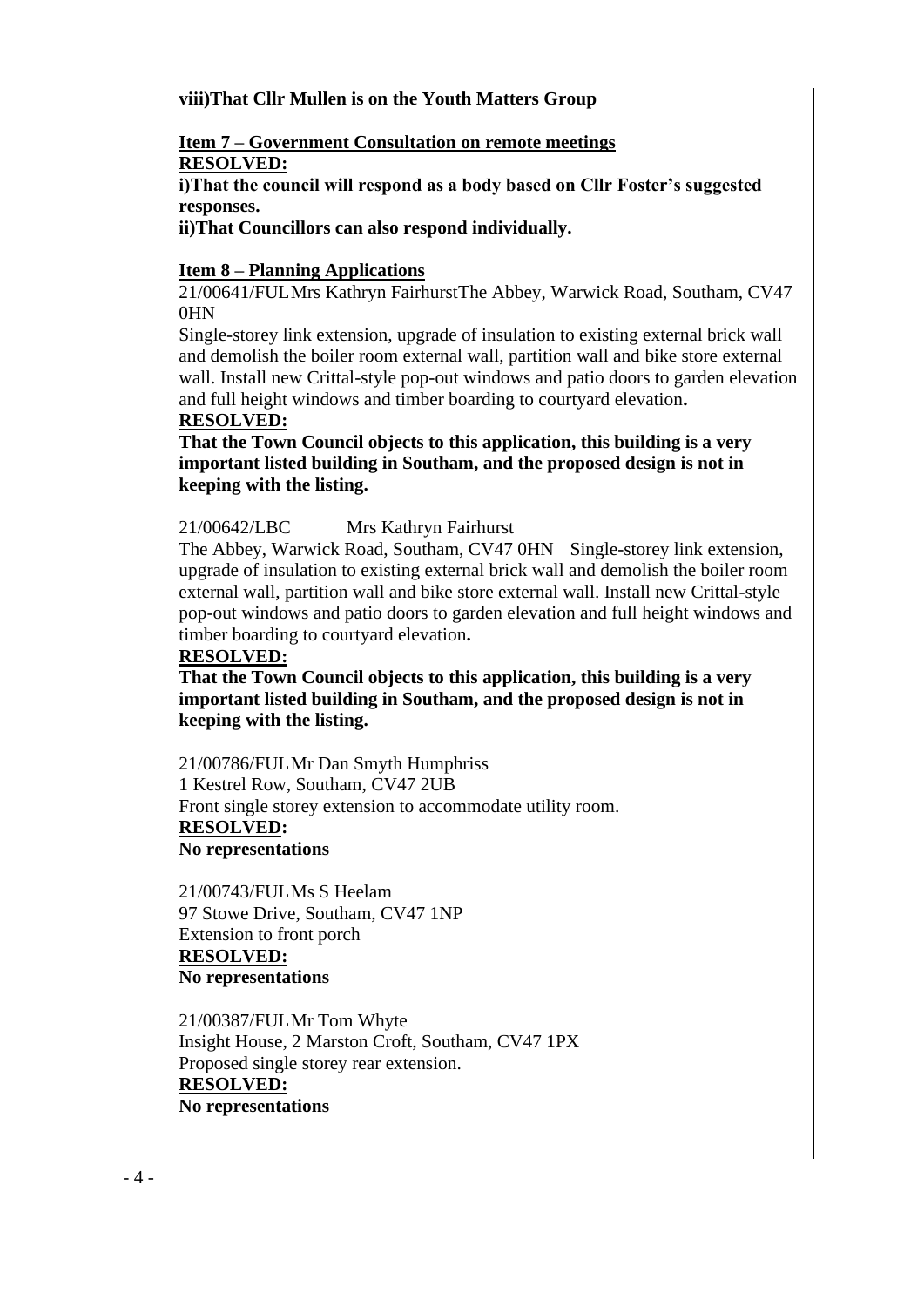**viii)That Cllr Mullen is on the Youth Matters Group**

**Item 7 – Government Consultation on remote meetings**
**RESOLVED:**
**i)That the council will respond as a body based on Cllr Foster's suggested responses.**
**ii)That Councillors can also respond individually.**

**Item 8 – Planning Applications**
21/00641/FUL Mrs Kathryn Fairhurst The Abbey, Warwick Road, Southam, CV47 0HN
Single-storey link extension, upgrade of insulation to existing external brick wall and demolish the boiler room external wall, partition wall and bike store external wall. Install new Crittal-style pop-out windows and patio doors to garden elevation and full height windows and timber boarding to courtyard elevation**.**
**RESOLVED:**
**That the Town Council objects to this application, this building is a very important listed building in Southam, and the proposed design is not in keeping with the listing.**

21/00642/LBC Mrs Kathryn Fairhurst
The Abbey, Warwick Road, Southam, CV47 0HN Single-storey link extension, upgrade of insulation to existing external brick wall and demolish the boiler room external wall, partition wall and bike store external wall. Install new Crittal-style pop-out windows and patio doors to garden elevation and full height windows and timber boarding to courtyard elevation**.**
**RESOLVED:**
**That the Town Council objects to this application, this building is a very important listed building in Southam, and the proposed design is not in keeping with the listing.**

21/00786/FUL Mr Dan Smyth Humphriss
1 Kestrel Row, Southam, CV47 2UB
Front single storey extension to accommodate utility room.
**RESOLVED:**
**No representations**

21/00743/FUL Ms S Heelam
97 Stowe Drive, Southam, CV47 1NP
Extension to front porch
**RESOLVED:**
**No representations**

21/00387/FUL Mr Tom Whyte
Insight House, 2 Marston Croft, Southam, CV47 1PX
Proposed single storey rear extension.
**RESOLVED:**
**No representations**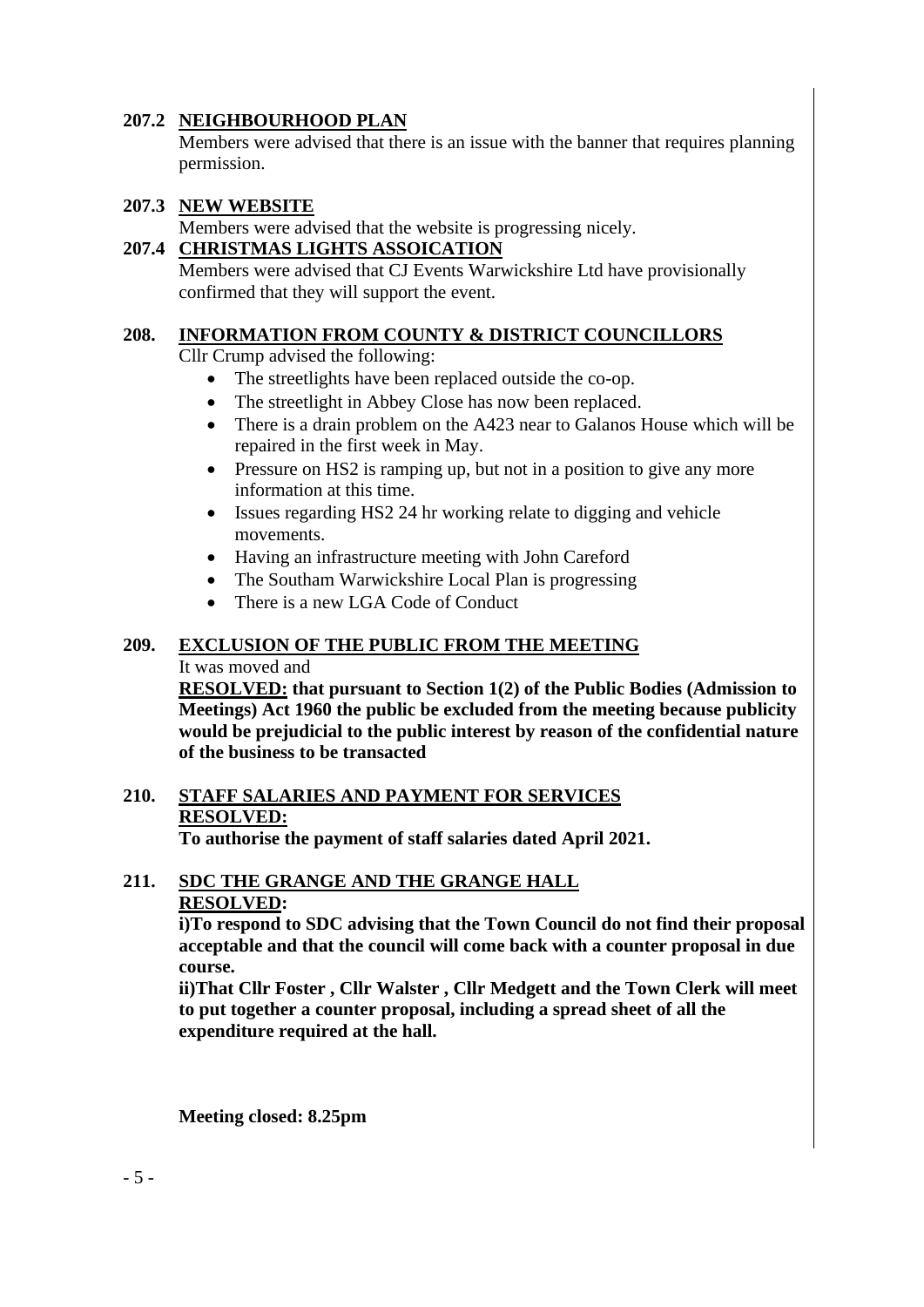**207.2 NEIGHBOURHOOD PLAN**

Members were advised that there is an issue with the banner that requires planning permission.

**207.3 NEW WEBSITE**

Members were advised that the website is progressing nicely.

**207.4 CHRISTMAS LIGHTS ASSOICATION**

Members were advised that CJ Events Warwickshire Ltd have provisionally confirmed that they will support the event.

**208. INFORMATION FROM COUNTY & DISTRICT COUNCILLORS**

Cllr Crump advised the following:

- The streetlights have been replaced outside the co-op.
- The streetlight in Abbey Close has now been replaced.
- There is a drain problem on the A423 near to Galanos House which will be repaired in the first week in May.
- Pressure on HS2 is ramping up, but not in a position to give any more information at this time.
- Issues regarding HS2 24 hr working relate to digging and vehicle movements.
- Having an infrastructure meeting with John Careford
- The Southam Warwickshire Local Plan is progressing
- There is a new LGA Code of Conduct

**209. EXCLUSION OF THE PUBLIC FROM THE MEETING**

It was moved and

**RESOLVED: that pursuant to Section 1(2) of the Public Bodies (Admission to Meetings) Act 1960 the public be excluded from the meeting because publicity would be prejudicial to the public interest by reason of the confidential nature of the business to be transacted**

**210. STAFF SALARIES AND PAYMENT FOR SERVICES**

**RESOLVED:**

**To authorise the payment of staff salaries dated April 2021.**

**211. SDC THE GRANGE AND THE GRANGE HALL**

**RESOLVED:**

**i)To respond to SDC advising that the Town Council do not find their proposal acceptable and that the council will come back with a counter proposal in due course.**

**ii)That Cllr Foster , Cllr Walster , Cllr Medgett and the Town Clerk will meet to put together a counter proposal, including a spread sheet of all the expenditure required at the hall.**

**Meeting closed: 8.25pm**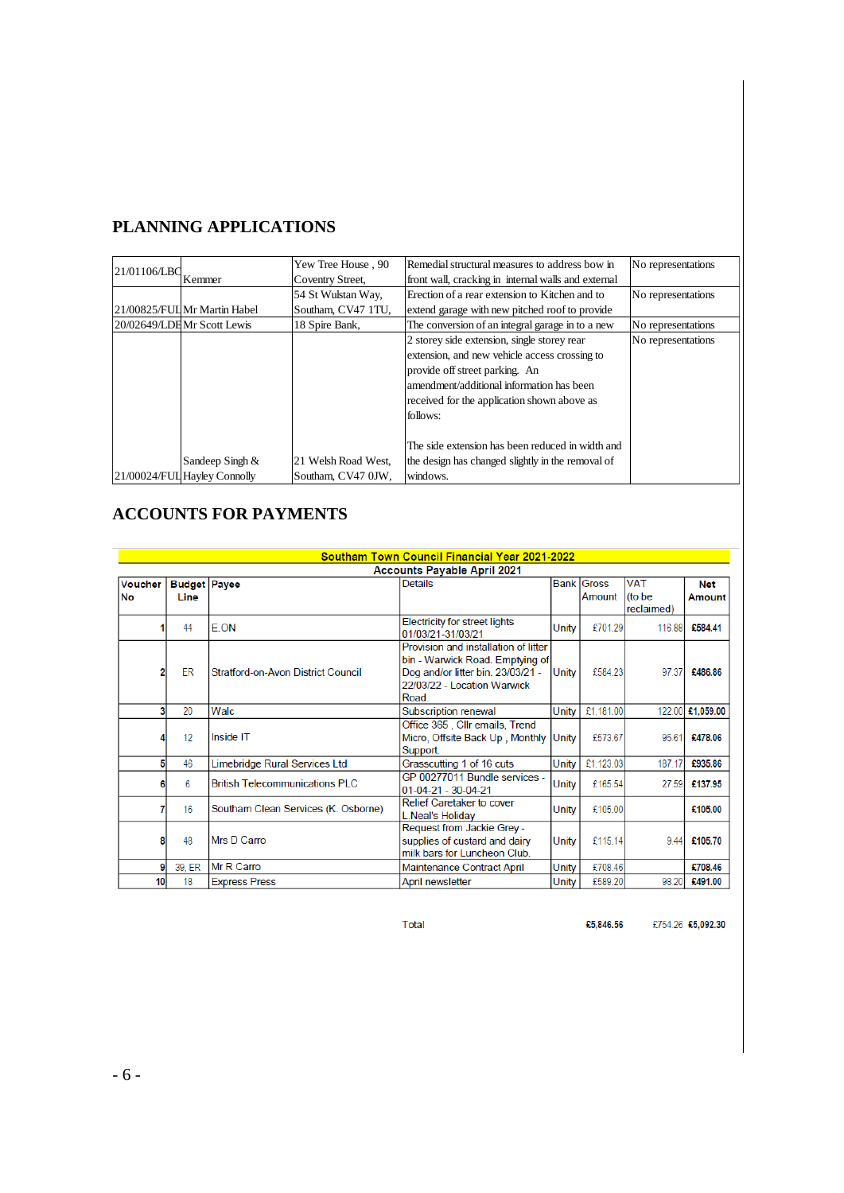## PLANNING APPLICATIONS

| | | | | |
|---|---|---|---|---|
| 21/01106/LBC | Kemmer | Yew Tree House , 90 Coventry Street, | Remedial structural measures to address bow in front wall, cracking in internal walls and external | No representations |
| 21/00825/FUL | Mr Martin Habel | 54 St Wulstan Way, Southam, CV47 1TU, | Erection of a rear extension to Kitchen and to extend garage with new pitched roof to provide | No representations |
| 20/02649/LDE | Mr Scott Lewis | 18 Spire Bank, | The conversion of an integral garage in to a new | No representations |
| 21/00024/FUL | Sandeep Singh & Hayley Connolly | 21 Welsh Road West, Southam, CV47 0JW, | 2 storey side extension, single storey rear extension, and new vehicle access crossing to provide off street parking. An amendment/additional information has been received for the application shown above as follows:<br><br>The side extension has been reduced in width and the design has changed slightly in the removal of windows. | No representations |

## ACCOUNTS FOR PAYMENTS

**Southam Town Council Financial Year 2021-2022**

**Accounts Payable April 2021**

| Voucher No | Budget Line | Payee | Details | Bank | Gross Amount | VAT (to be reclaimed) | Net Amount |
|---|---|---|---|---|---|---|---|
| 1 | 44 | E.ON | Electricity for street lights 01/03/21-31/03/21 | Unity | £701.29 | 116.88 | £584.41 |
| 2 | ER | Stratford-on-Avon District Council | Provision and installation of litter bin - Warwick Road. Emptying of Dog and/or litter bin. 23/03/21 - 22/03/22 - Location Warwick Road | Unity | £584.23 | 97.37 | £486.86 |
| 3 | 20 | Walc | Subscription renewal | Unity | £1,181.00 | 122.00 | £1,059.00 |
| 4 | 12 | Inside IT | Office 365 , Cllr emails, Trend Micro, Offsite Back Up , Monthly Support | Unity | £573.67 | 95.61 | £478.06 |
| 5 | 46 | Limebridge Rural Services Ltd | Grasscutting 1 of 16 cuts | Unity | £1,123.03 | 187.17 | £935.86 |
| 6 | 6 | British Telecommunications PLC | GP 00277011 Bundle services - 01-04-21 - 30-04-21 | Unity | £165.54 | 27.59 | £137.95 |
| 7 | 16 | Southam Clean Services (K. Osborne) | Relief Caretaker to cover L.Neal's Holiday | Unity | £105.00 | | £105.00 |
| 8 | 48 | Mrs D Carro | Request from Jackie Grey - supplies of custard and dairy milk bars for Luncheon Club. | Unity | £115.14 | 9.44 | £105.70 |
| 9 | 39, ER | Mr R Carro | Maintenance Contract April | Unity | £708.46 | | £708.46 |
| 10 | 18 | Express Press | April newsletter | Unity | £589.20 | 98.20 | £491.00 |
| | | | Total | | £5,846.56 | £754.26 | £5,092.30 |